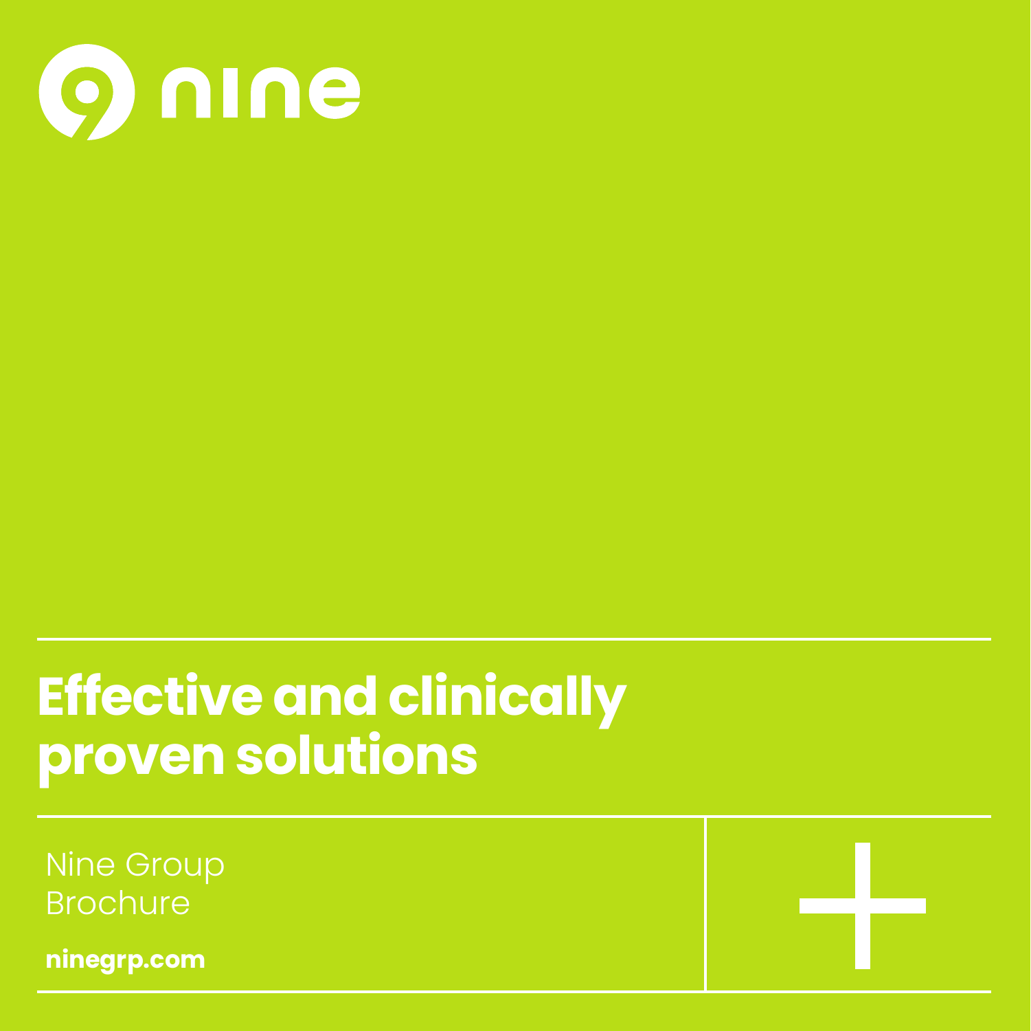# nine

## Effective and clinically proven solutions

Nine Group
Brochure

**ninegrp.com**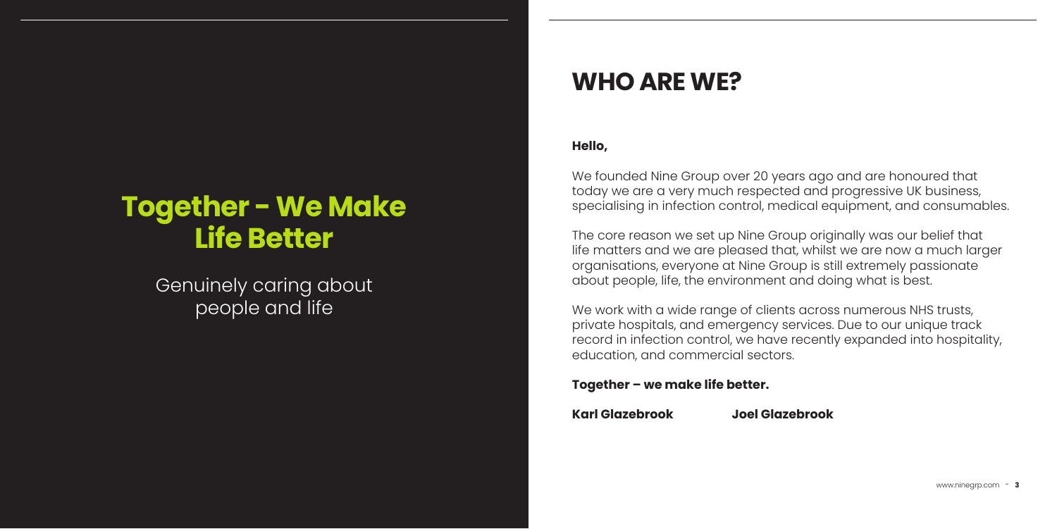## Together - We Make Life Better

Genuinely caring about people and life

# WHO ARE WE?

**Hello,**

We founded Nine Group over 20 years ago and are honoured that today we are a very much respected and progressive UK business, specialising in infection control, medical equipment, and consumables.

The core reason we set up Nine Group originally was our belief that life matters and we are pleased that, whilst we are now a much larger organisations, everyone at Nine Group is still extremely passionate about people, life, the environment and doing what is best.

We work with a wide range of clients across numerous NHS trusts, private hospitals, and emergency services. Due to our unique track record in infection control, we have recently expanded into hospitality, education, and commercial sectors.

**Together – we make life better.**

**Karl Glazebrook** **Joel Glazebrook**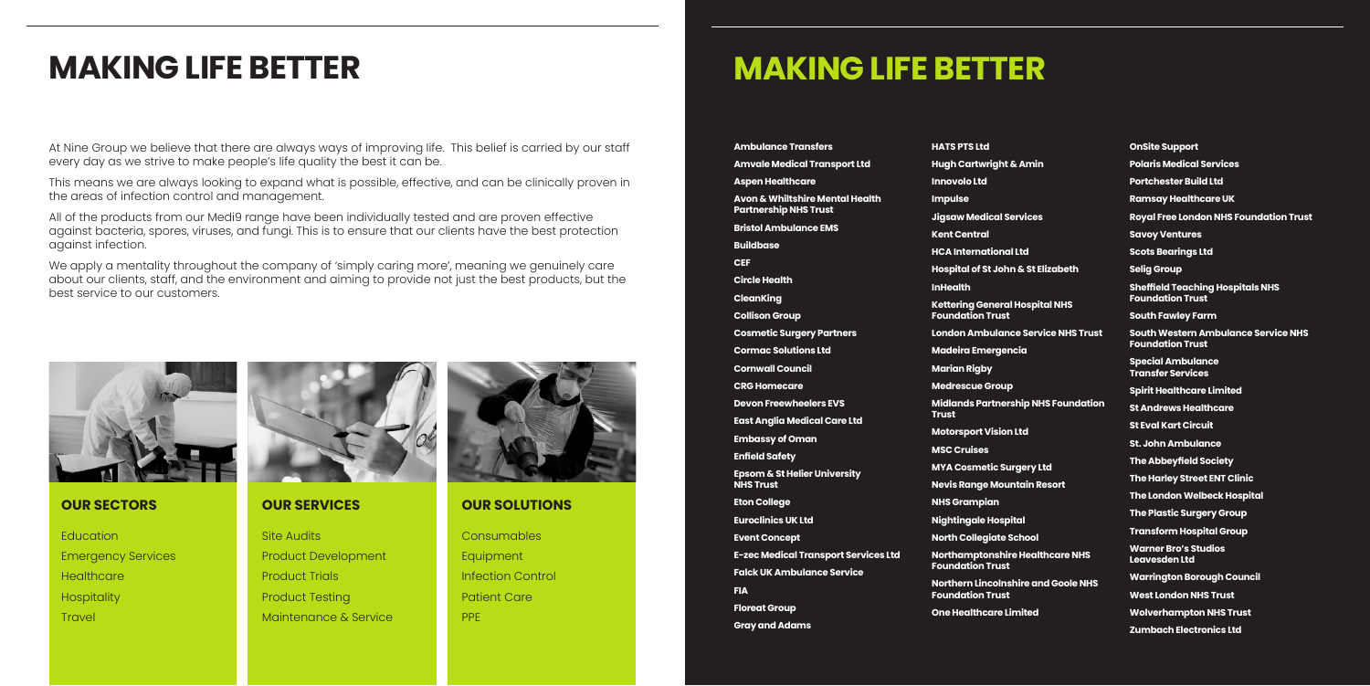# MAKING LIFE BETTER

At Nine Group we believe that there are always ways of improving life. This belief is carried by our staff every day as we strive to make people's life quality the best it can be.

This means we are always looking to expand what is possible, effective, and can be clinically proven in the areas of infection control and management.

All of the products from our Medi9 range have been individually tested and are proven effective against bacteria, spores, viruses, and fungi. This is to ensure that our clients have the best protection against infection.

We apply a mentality throughout the company of 'simply caring more', meaning we genuinely care about our clients, staff, and the environment and aiming to provide not just the best products, but the best service to our customers.

## OUR SECTORS

- Education
- Emergency Services
- Healthcare
- Hospitality
- Travel

## OUR SERVICES

- Site Audits
- Product Development
- Product Trials
- Product Testing
- Maintenance & Service

## OUR SOLUTIONS

- Consumables
- Equipment
- Infection Control
- Patient Care
- PPE

# MAKING LIFE BETTER

**Ambulance Transfers**
**Amvale Medical Transport Ltd**
**Aspen Healthcare**
**Avon & Whiltshire Mental Health Partnership NHS Trust**
**Bristol Ambulance EMS**
**Buildbase**
**CEF**
**Circle Health**
**CleanKing**
**Collison Group**
**Cosmetic Surgery Partners**
**Cormac Solutions Ltd**
**Cornwall Council**
**CRG Homecare**
**Devon Freewheelers EVS**
**East Anglia Medical Care Ltd**
**Embassy of Oman**
**Enfield Safety**
**Epsom & St Helier University NHS Trust**
**Eton College**
**Euroclinics UK Ltd**
**Event Concept**
**E-zec Medical Transport Services Ltd**
**Falck UK Ambulance Service**
**FIA**
**Floreat Group**
**Gray and Adams**
**HATS PTS Ltd**
**Hugh Cartwright & Amin**
**Innovolo Ltd**
**Impulse**
**Jigsaw Medical Services**
**Kent Central**
**HCA International Ltd**
**Hospital of St John & St Elizabeth**
**InHealth**
**Kettering General Hospital NHS Foundation Trust**
**London Ambulance Service NHS Trust**
**Madeira Emergencia**
**Marian Rigby**
**Medrescue Group**
**Midlands Partnership NHS Foundation Trust**
**Motorsport Vision Ltd**
**MSC Cruises**
**MYA Cosmetic Surgery Ltd**
**Nevis Range Mountain Resort**
**NHS Grampian**
**Nightingale Hospital**
**North Collegiate School**
**Northamptonshire Healthcare NHS Foundation Trust**
**Northern Lincolnshire and Goole NHS Foundation Trust**
**One Healthcare Limited**
**OnSite Support**
**Polaris Medical Services**
**Portchester Build Ltd**
**Ramsay Healthcare UK**
**Royal Free London NHS Foundation Trust**
**Savoy Ventures**
**Scots Bearings Ltd**
**Selig Group**
**Sheffield Teaching Hospitals NHS Foundation Trust**
**South Fawley Farm**
**South Western Ambulance Service NHS Foundation Trust**
**Special Ambulance Transfer Services**
**Spirit Healthcare Limited**
**St Andrews Healthcare**
**St Eval Kart Circuit**
**St. John Ambulance**
**The Abbeyfield Society**
**The Harley Street ENT Clinic**
**The London Welbeck Hospital**
**The Plastic Surgery Group**
**Transform Hospital Group**
**Warner Bro's Studios Leavesden Ltd**
**Warrington Borough Council**
**West London NHS Trust**
**Wolverhampton NHS Trust**
**Zumbach Electronics Ltd**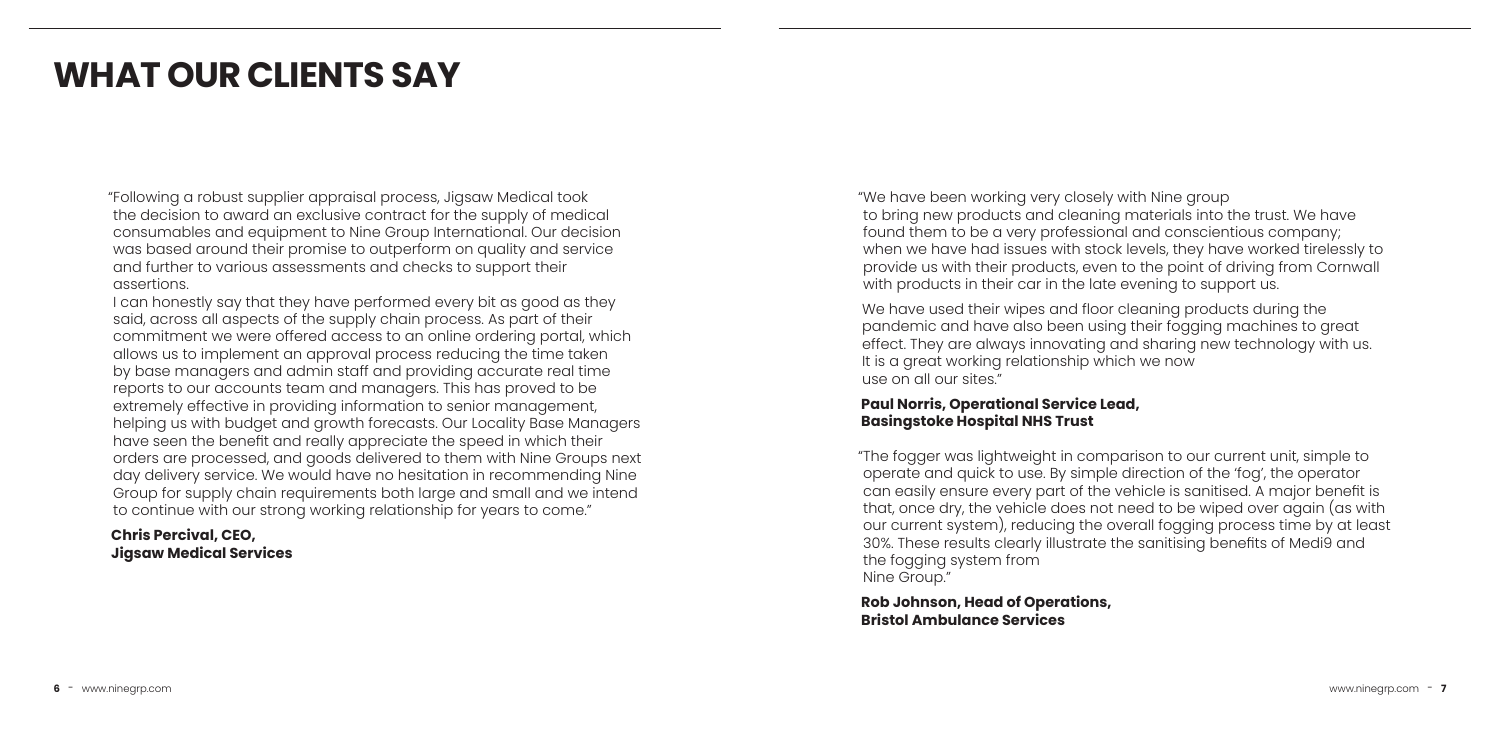# WHAT OUR CLIENTS SAY

"Following a robust supplier appraisal process, Jigsaw Medical took the decision to award an exclusive contract for the supply of medical consumables and equipment to Nine Group International. Our decision was based around their promise to outperform on quality and service and further to various assessments and checks to support their assertions.

I can honestly say that they have performed every bit as good as they said, across all aspects of the supply chain process. As part of their commitment we were offered access to an online ordering portal, which allows us to implement an approval process reducing the time taken by base managers and admin staff and providing accurate real time reports to our accounts team and managers. This has proved to be extremely effective in providing information to senior management, helping us with budget and growth forecasts. Our Locality Base Managers have seen the benefit and really appreciate the speed in which their orders are processed, and goods delivered to them with Nine Groups next day delivery service. We would have no hesitation in recommending Nine Group for supply chain requirements both large and small and we intend to continue with our strong working relationship for years to come."

**Chris Percival, CEO, Jigsaw Medical Services**

"We have been working very closely with Nine group to bring new products and cleaning materials into the trust. We have found them to be a very professional and conscientious company; when we have had issues with stock levels, they have worked tirelessly to provide us with their products, even to the point of driving from Cornwall with products in their car in the late evening to support us.

We have used their wipes and floor cleaning products during the pandemic and have also been using their fogging machines to great effect. They are always innovating and sharing new technology with us. It is a great working relationship which we now use on all our sites."

**Paul Norris, Operational Service Lead, Basingstoke Hospital NHS Trust**

"The fogger was lightweight in comparison to our current unit, simple to operate and quick to use. By simple direction of the 'fog', the operator can easily ensure every part of the vehicle is sanitised. A major benefit is that, once dry, the vehicle does not need to be wiped over again (as with our current system), reducing the overall fogging process time by at least 30%. These results clearly illustrate the sanitising benefits of Medi9 and the fogging system from Nine Group."

**Rob Johnson, Head of Operations, Bristol Ambulance Services**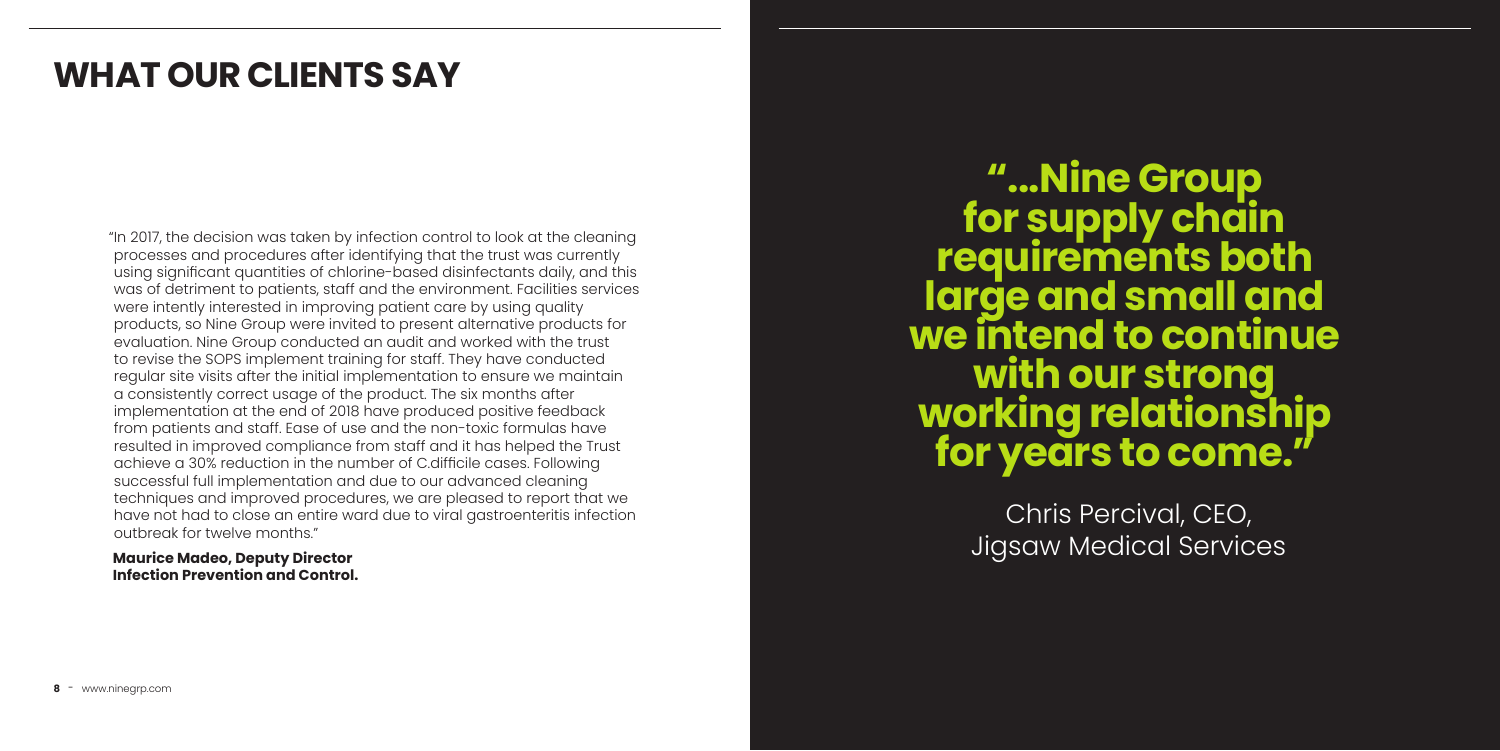# WHAT OUR CLIENTS SAY

"In 2017, the decision was taken by infection control to look at the cleaning processes and procedures after identifying that the trust was currently using significant quantities of chlorine-based disinfectants daily, and this was of detriment to patients, staff and the environment. Facilities services were intently interested in improving patient care by using quality products, so Nine Group were invited to present alternative products for evaluation. Nine Group conducted an audit and worked with the trust to revise the SOPS implement training for staff. They have conducted regular site visits after the initial implementation to ensure we maintain a consistently correct usage of the product. The six months after implementation at the end of 2018 have produced positive feedback from patients and staff. Ease of use and the non-toxic formulas have resulted in improved compliance from staff and it has helped the Trust achieve a 30% reduction in the number of C.difficile cases. Following successful full implementation and due to our advanced cleaning techniques and improved procedures, we are pleased to report that we have not had to close an entire ward due to viral gastroenteritis infection outbreak for twelve months."

**Maurice Madeo, Deputy Director Infection Prevention and Control.**

**"...Nine Group for supply chain requirements both large and small and we intend to continue with our strong working relationship for years to come."**

Chris Percival, CEO, Jigsaw Medical Services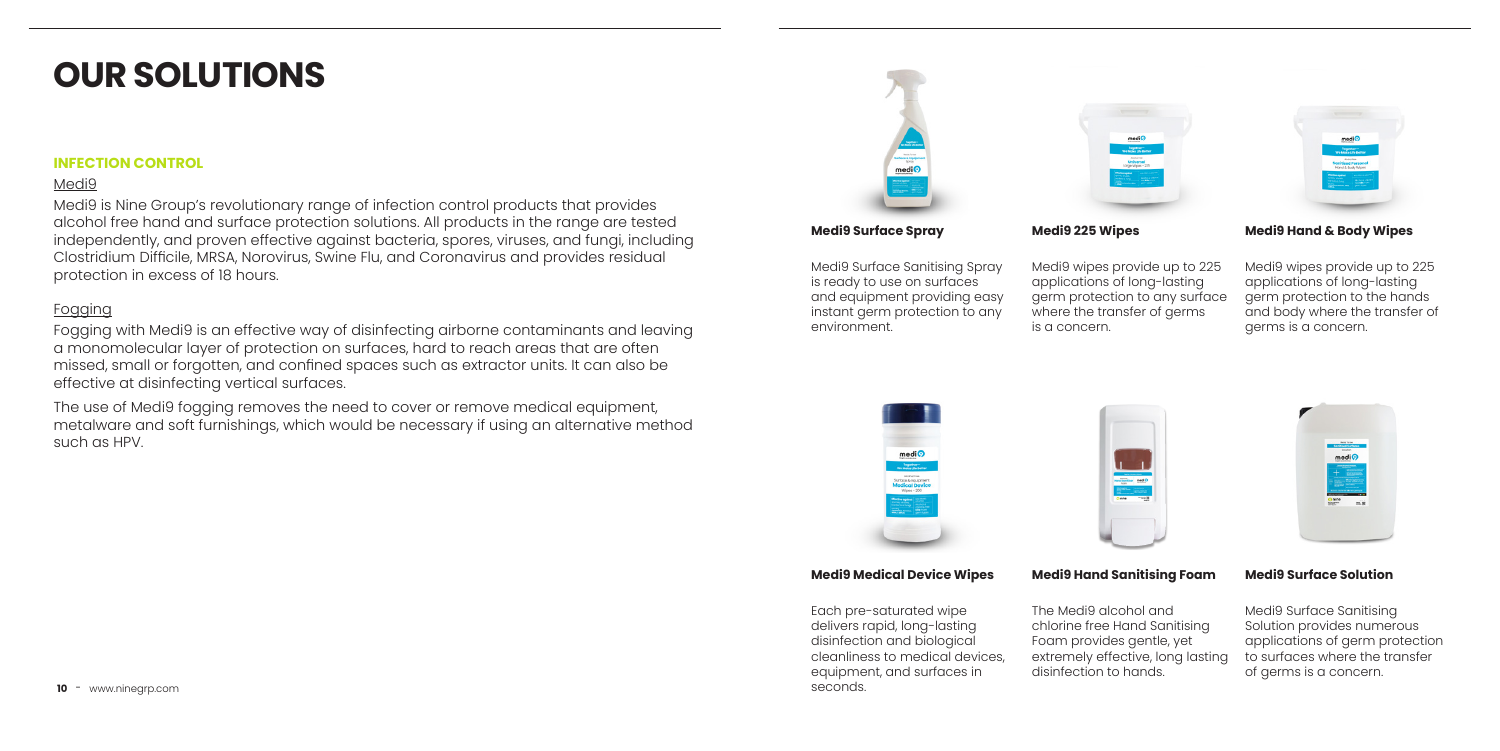# OUR SOLUTIONS

## INFECTION CONTROL

### Medi9

Medi9 is Nine Group's revolutionary range of infection control products that provides alcohol free hand and surface protection solutions. All products in the range are tested independently, and proven effective against bacteria, spores, viruses, and fungi, including Clostridium Difficile, MRSA, Norovirus, Swine Flu, and Coronavirus and provides residual protection in excess of 18 hours.

### Fogging

Fogging with Medi9 is an effective way of disinfecting airborne contaminants and leaving a monomolecular layer of protection on surfaces, hard to reach areas that are often missed, small or forgotten, and confined spaces such as extractor units. It can also be effective at disinfecting vertical surfaces.

The use of Medi9 fogging removes the need to cover or remove medical equipment, metalware and soft furnishings, which would be necessary if using an alternative method such as HPV.

**Medi9 Surface Spray**

Medi9 Surface Sanitising Spray is ready to use on surfaces and equipment providing easy instant germ protection to any environment.

**Medi9 225 Wipes**

Medi9 wipes provide up to 225 applications of long-lasting germ protection to any surface where the transfer of germs is a concern.

**Medi9 Hand & Body Wipes**

Medi9 wipes provide up to 225 applications of long-lasting germ protection to the hands and body where the transfer of germs is a concern.

**Medi9 Medical Device Wipes**

Each pre-saturated wipe delivers rapid, long-lasting disinfection and biological cleanliness to medical devices, equipment, and surfaces in seconds.

**Medi9 Hand Sanitising Foam**

The Medi9 alcohol and chlorine free Hand Sanitising Foam provides gentle, yet extremely effective, long lasting disinfection to hands.

**Medi9 Surface Solution**

Medi9 Surface Sanitising Solution provides numerous applications of germ protection to surfaces where the transfer of germs is a concern.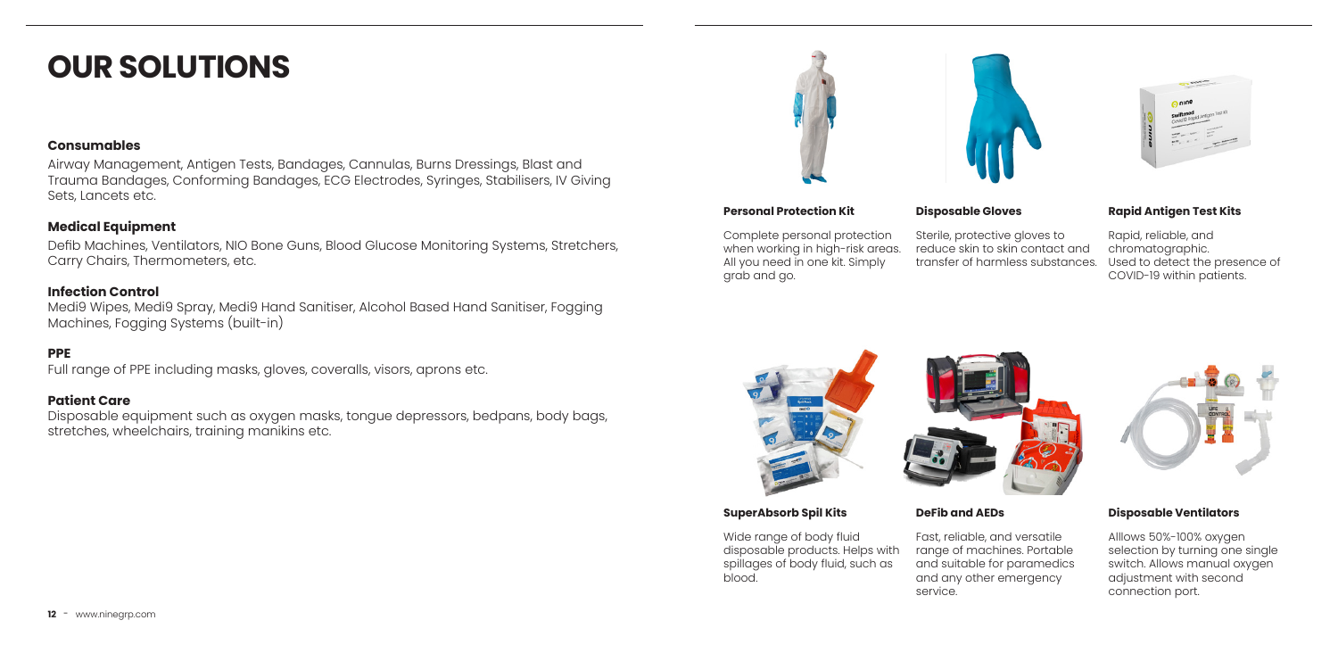# OUR SOLUTIONS

### Consumables

Airway Management, Antigen Tests, Bandages, Cannulas, Burns Dressings, Blast and Trauma Bandages, Conforming Bandages, ECG Electrodes, Syringes, Stabilisers, IV Giving Sets, Lancets etc.

### Medical Equipment

Defib Machines, Ventilators, NIO Bone Guns, Blood Glucose Monitoring Systems, Stretchers, Carry Chairs, Thermometers, etc.

### Infection Control

Medi9 Wipes, Medi9 Spray, Medi9 Hand Sanitiser, Alcohol Based Hand Sanitiser, Fogging Machines, Fogging Systems (built-in)

### PPE

Full range of PPE including masks, gloves, coveralls, visors, aprons etc.

### Patient Care

Disposable equipment such as oxygen masks, tongue depressors, bedpans, body bags, stretches, wheelchairs, training manikins etc.

#### Personal Protection Kit

Complete personal protection when working in high-risk areas. All you need in one kit. Simply grab and go.

#### Disposable Gloves

Sterile, protective gloves to reduce skin to skin contact and transfer of harmless substances.

#### Rapid Antigen Test Kits

Rapid, reliable, and chromatographic. Used to detect the presence of COVID-19 within patients.

#### SuperAbsorb Spil Kits

Wide range of body fluid disposable products. Helps with spillages of body fluid, such as blood.

#### DeFib and AEDs

Fast, reliable, and versatile range of machines. Portable and suitable for paramedics and any other emergency service.

#### Disposable Ventilators

Alllows 50%-100% oxygen selection by turning one single switch. Allows manual oxygen adjustment with second connection port.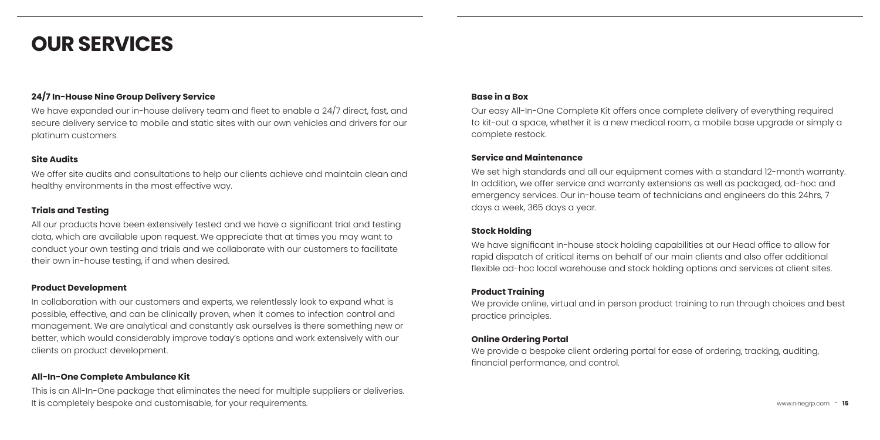# OUR SERVICES

### 24/7 In-House Nine Group Delivery Service

We have expanded our in-house delivery team and fleet to enable a 24/7 direct, fast, and secure delivery service to mobile and static sites with our own vehicles and drivers for our platinum customers.

### Site Audits

We offer site audits and consultations to help our clients achieve and maintain clean and healthy environments in the most effective way.

### Trials and Testing

All our products have been extensively tested and we have a significant trial and testing data, which are available upon request. We appreciate that at times you may want to conduct your own testing and trials and we collaborate with our customers to facilitate their own in-house testing, if and when desired.

### Product Development

In collaboration with our customers and experts, we relentlessly look to expand what is possible, effective, and can be clinically proven, when it comes to infection control and management. We are analytical and constantly ask ourselves is there something new or better, which would considerably improve today's options and work extensively with our clients on product development.

### All-In-One Complete Ambulance Kit

This is an All-In-One package that eliminates the need for multiple suppliers or deliveries. It is completely bespoke and customisable, for your requirements.

### Base in a Box

Our easy All-In-One Complete Kit offers once complete delivery of everything required to kit-out a space, whether it is a new medical room, a mobile base upgrade or simply a complete restock.

### Service and Maintenance

We set high standards and all our equipment comes with a standard 12-month warranty. In addition, we offer service and warranty extensions as well as packaged, ad-hoc and emergency services. Our in-house team of technicians and engineers do this 24hrs, 7 days a week, 365 days a year.

### Stock Holding

We have significant in-house stock holding capabilities at our Head office to allow for rapid dispatch of critical items on behalf of our main clients and also offer additional flexible ad-hoc local warehouse and stock holding options and services at client sites.

### Product Training

We provide online, virtual and in person product training to run through choices and best practice principles.

### Online Ordering Portal

We provide a bespoke client ordering portal for ease of ordering, tracking, auditing, financial performance, and control.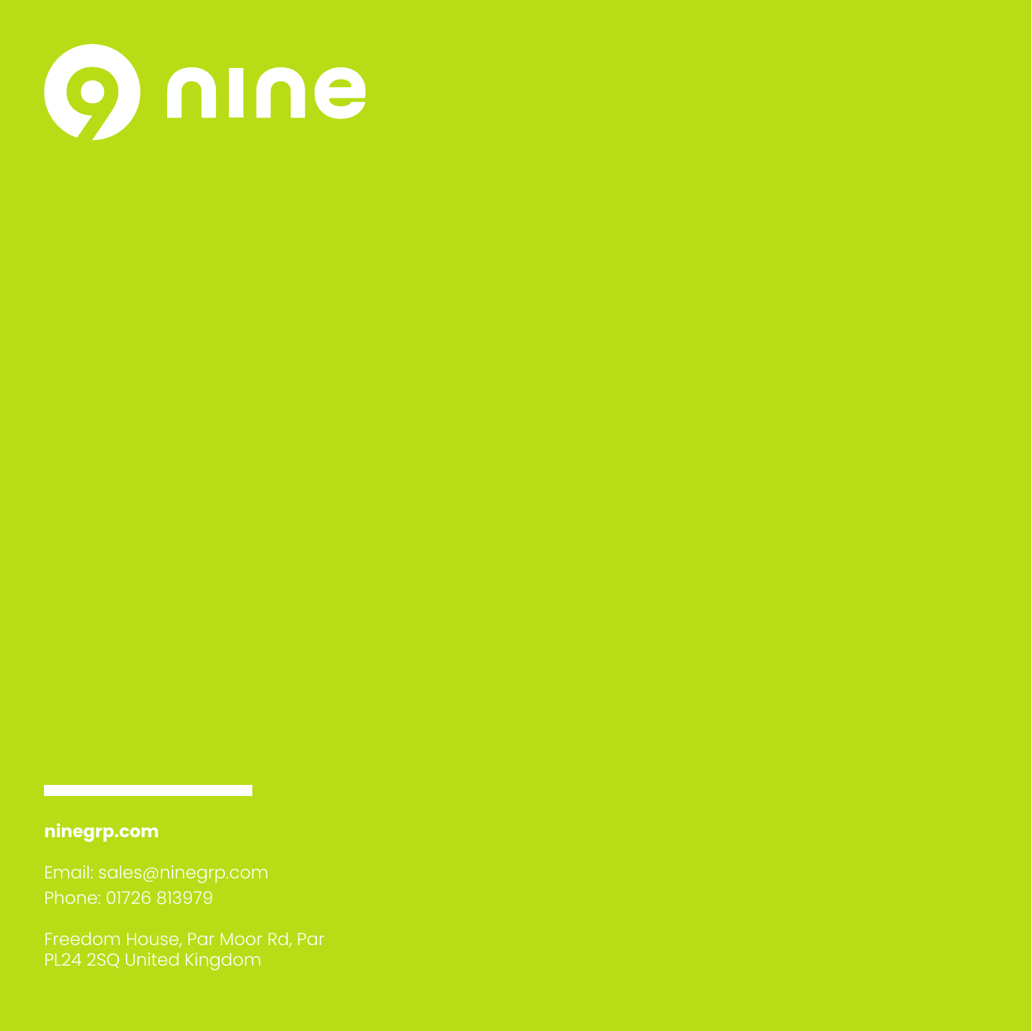nine

**ninegrp.com**

Email: sales@ninegrp.com
Phone: 01726 813979

Freedom House, Par Moor Rd, Par
PL24 2SQ United Kingdom